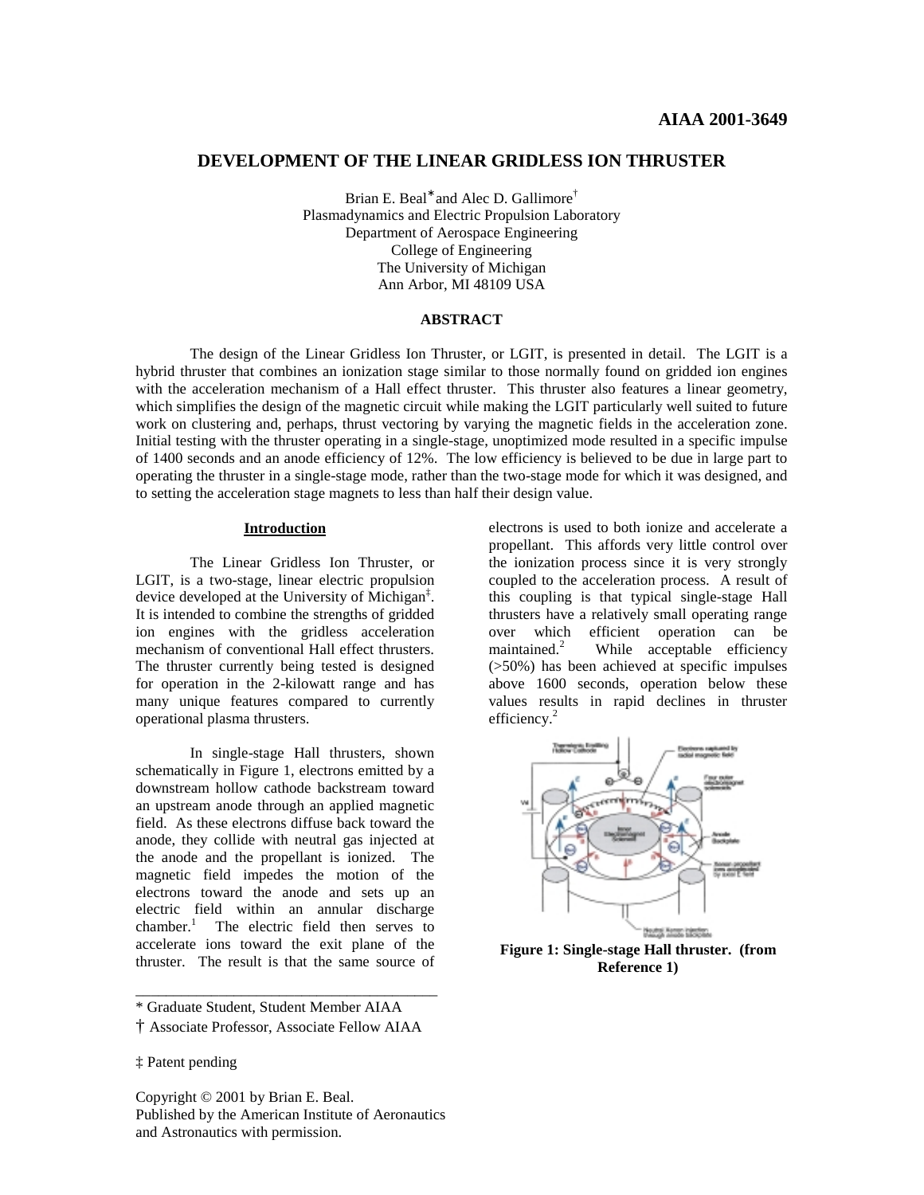AIAA 2001-3649

# DEVELOPMENT OF THE LINEAR GRIDLESS ION THRUSTER

Brian E. Beal* and Alec D. Gallimore†
Plasmadynamics and Electric Propulsion Laboratory
Department of Aerospace Engineering
College of Engineering
The University of Michigan
Ann Arbor, MI 48109 USA

## ABSTRACT

The design of the Linear Gridless Ion Thruster, or LGIT, is presented in detail. The LGIT is a hybrid thruster that combines an ionization stage similar to those normally found on gridded ion engines with the acceleration mechanism of a Hall effect thruster. This thruster also features a linear geometry, which simplifies the design of the magnetic circuit while making the LGIT particularly well suited to future work on clustering and, perhaps, thrust vectoring by varying the magnetic fields in the acceleration zone. Initial testing with the thruster operating in a single-stage, unoptimized mode resulted in a specific impulse of 1400 seconds and an anode efficiency of 12%. The low efficiency is believed to be due in large part to operating the thruster in a single-stage mode, rather than the two-stage mode for which it was designed, and to setting the acceleration stage magnets to less than half their design value.

## Introduction

The Linear Gridless Ion Thruster, or LGIT, is a two-stage, linear electric propulsion device developed at the University of Michigan‡. It is intended to combine the strengths of gridded ion engines with the gridless acceleration mechanism of conventional Hall effect thrusters. The thruster currently being tested is designed for operation in the 2-kilowatt range and has many unique features compared to currently operational plasma thrusters.

In single-stage Hall thrusters, shown schematically in Figure 1, electrons emitted by a downstream hollow cathode backstream toward an upstream anode through an applied magnetic field. As these electrons diffuse back toward the anode, they collide with neutral gas injected at the anode and the propellant is ionized. The magnetic field impedes the motion of the electrons toward the anode and sets up an electric field within an annular discharge chamber.[1] The electric field then serves to accelerate ions toward the exit plane of the thruster. The result is that the same source of electrons is used to both ionize and accelerate a propellant. This affords very little control over the ionization process since it is very strongly coupled to the acceleration process. A result of this coupling is that typical single-stage Hall thrusters have a relatively small operating range over which efficient operation can be maintained.[2] While acceptable efficiency (>50%) has been achieved at specific impulses above 1600 seconds, operation below these values results in rapid declines in thruster efficiency.[2]

**Figure 1: Single-stage Hall thruster. (from Reference 1)**

* Graduate Student, Student Member AIAA

† Associate Professor, Associate Fellow AIAA

‡ Patent pending

Copyright © 2001 by Brian E. Beal.
Published by the American Institute of Aeronautics and Astronautics with permission.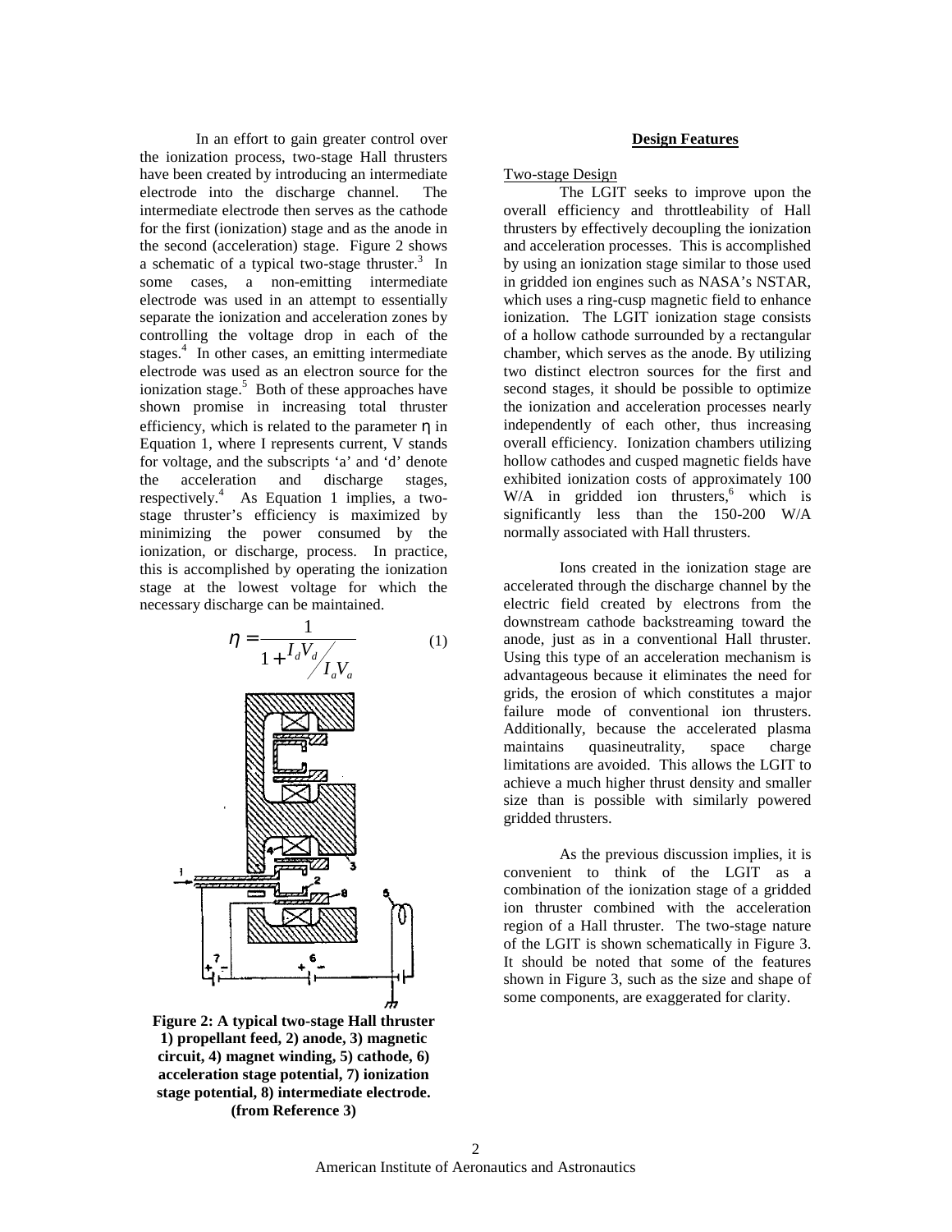In an effort to gain greater control over the ionization process, two-stage Hall thrusters have been created by introducing an intermediate electrode into the discharge channel. The intermediate electrode then serves as the cathode for the first (ionization) stage and as the anode in the second (acceleration) stage. Figure 2 shows a schematic of a typical two-stage thruster.[3] In some cases, a non-emitting intermediate electrode was used in an attempt to essentially separate the ionization and acceleration zones by controlling the voltage drop in each of the stages.[4] In other cases, an emitting intermediate electrode was used as an electron source for the ionization stage.[5] Both of these approaches have shown promise in increasing total thruster efficiency, which is related to the parameter $\eta$ in Equation 1, where I represents current, V stands for voltage, and the subscripts 'a' and 'd' denote the acceleration and discharge stages, respectively.[4] As Equation 1 implies, a two-stage thruster's efficiency is maximized by minimizing the power consumed by the ionization, or discharge, process. In practice, this is accomplished by operating the ionization stage at the lowest voltage for which the necessary discharge can be maintained.

$$\eta = \frac{1}{1 + {}^{I_d V_d}/_{I_a V_a}} \qquad (1)$$

**Figure 2: A typical two-stage Hall thruster 1) propellant feed, 2) anode, 3) magnetic circuit, 4) magnet winding, 5) cathode, 6) acceleration stage potential, 7) ionization stage potential, 8) intermediate electrode. (from Reference 3)**

## Design Features

### Two-stage Design

The LGIT seeks to improve upon the overall efficiency and throttleability of Hall thrusters by effectively decoupling the ionization and acceleration processes. This is accomplished by using an ionization stage similar to those used in gridded ion engines such as NASA's NSTAR, which uses a ring-cusp magnetic field to enhance ionization. The LGIT ionization stage consists of a hollow cathode surrounded by a rectangular chamber, which serves as the anode. By utilizing two distinct electron sources for the first and second stages, it should be possible to optimize the ionization and acceleration processes nearly independently of each other, thus increasing overall efficiency. Ionization chambers utilizing hollow cathodes and cusped magnetic fields have exhibited ionization costs of approximately 100 W/A in gridded ion thrusters,[6] which is significantly less than the 150-200 W/A normally associated with Hall thrusters.

Ions created in the ionization stage are accelerated through the discharge channel by the electric field created by electrons from the downstream cathode backstreaming toward the anode, just as in a conventional Hall thruster. Using this type of an acceleration mechanism is advantageous because it eliminates the need for grids, the erosion of which constitutes a major failure mode of conventional ion thrusters. Additionally, because the accelerated plasma maintains quasineutrality, space charge limitations are avoided. This allows the LGIT to achieve a much higher thrust density and smaller size than is possible with similarly powered gridded thrusters.

As the previous discussion implies, it is convenient to think of the LGIT as a combination of the ionization stage of a gridded ion thruster combined with the acceleration region of a Hall thruster. The two-stage nature of the LGIT is shown schematically in Figure 3. It should be noted that some of the features shown in Figure 3, such as the size and shape of some components, are exaggerated for clarity.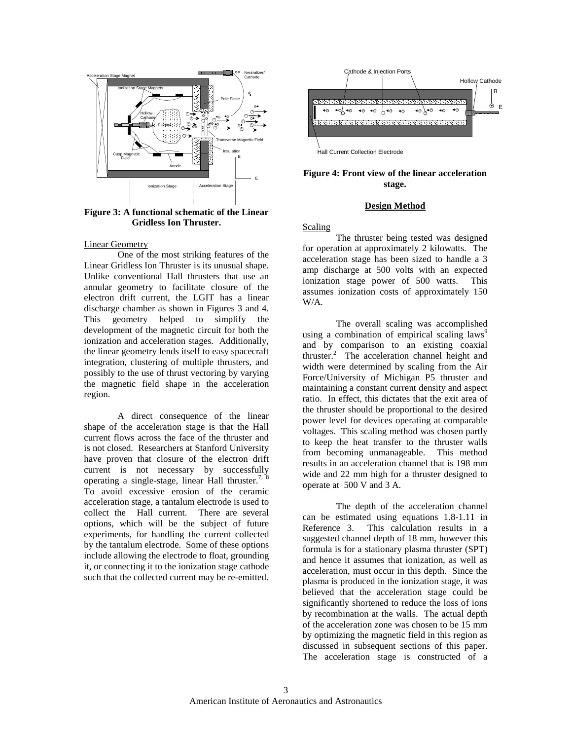Figure 3: A functional schematic of the Linear Gridless Ion Thruster.

### Linear Geometry

One of the most striking features of the Linear Gridless Ion Thruster is its unusual shape. Unlike conventional Hall thrusters that use an annular geometry to facilitate closure of the electron drift current, the LGIT has a linear discharge chamber as shown in Figures 3 and 4. This geometry helped to simplify the development of the magnetic circuit for both the ionization and acceleration stages. Additionally, the linear geometry lends itself to easy spacecraft integration, clustering of multiple thrusters, and possibly to the use of thrust vectoring by varying the magnetic field shape in the acceleration region.

A direct consequence of the linear shape of the acceleration stage is that the Hall current flows across the face of the thruster and is not closed. Researchers at Stanford University have proven that closure of the electron drift current is not necessary by successfully operating a single-stage, linear Hall thruster.[7, 8] To avoid excessive erosion of the ceramic acceleration stage, a tantalum electrode is used to collect the Hall current. There are several options, which will be the subject of future experiments, for handling the current collected by the tantalum electrode. Some of these options include allowing the electrode to float, grounding it, or connecting it to the ionization stage cathode such that the collected current may be re-emitted.

Figure 4: Front view of the linear acceleration stage.

## Design Method

### Scaling

The thruster being tested was designed for operation at approximately 2 kilowatts. The acceleration stage has been sized to handle a 3 amp discharge at 500 volts with an expected ionization stage power of 500 watts. This assumes ionization costs of approximately 150 W/A.

The overall scaling was accomplished using a combination of empirical scaling laws[9] and by comparison to an existing coaxial thruster.[2] The acceleration channel height and width were determined by scaling from the Air Force/University of Michigan P5 thruster and maintaining a constant current density and aspect ratio. In effect, this dictates that the exit area of the thruster should be proportional to the desired power level for devices operating at comparable voltages. This scaling method was chosen partly to keep the heat transfer to the thruster walls from becoming unmanageable. This method results in an acceleration channel that is 198 mm wide and 22 mm high for a thruster designed to operate at 500 V and 3 A.

The depth of the acceleration channel can be estimated using equations 1.8-1.11 in Reference 3. This calculation results in a suggested channel depth of 18 mm, however this formula is for a stationary plasma thruster (SPT) and hence it assumes that ionization, as well as acceleration, must occur in this depth. Since the plasma is produced in the ionization stage, it was believed that the acceleration stage could be significantly shortened to reduce the loss of ions by recombination at the walls. The actual depth of the acceleration zone was chosen to be 15 mm by optimizing the magnetic field in this region as discussed in subsequent sections of this paper. The acceleration stage is constructed of a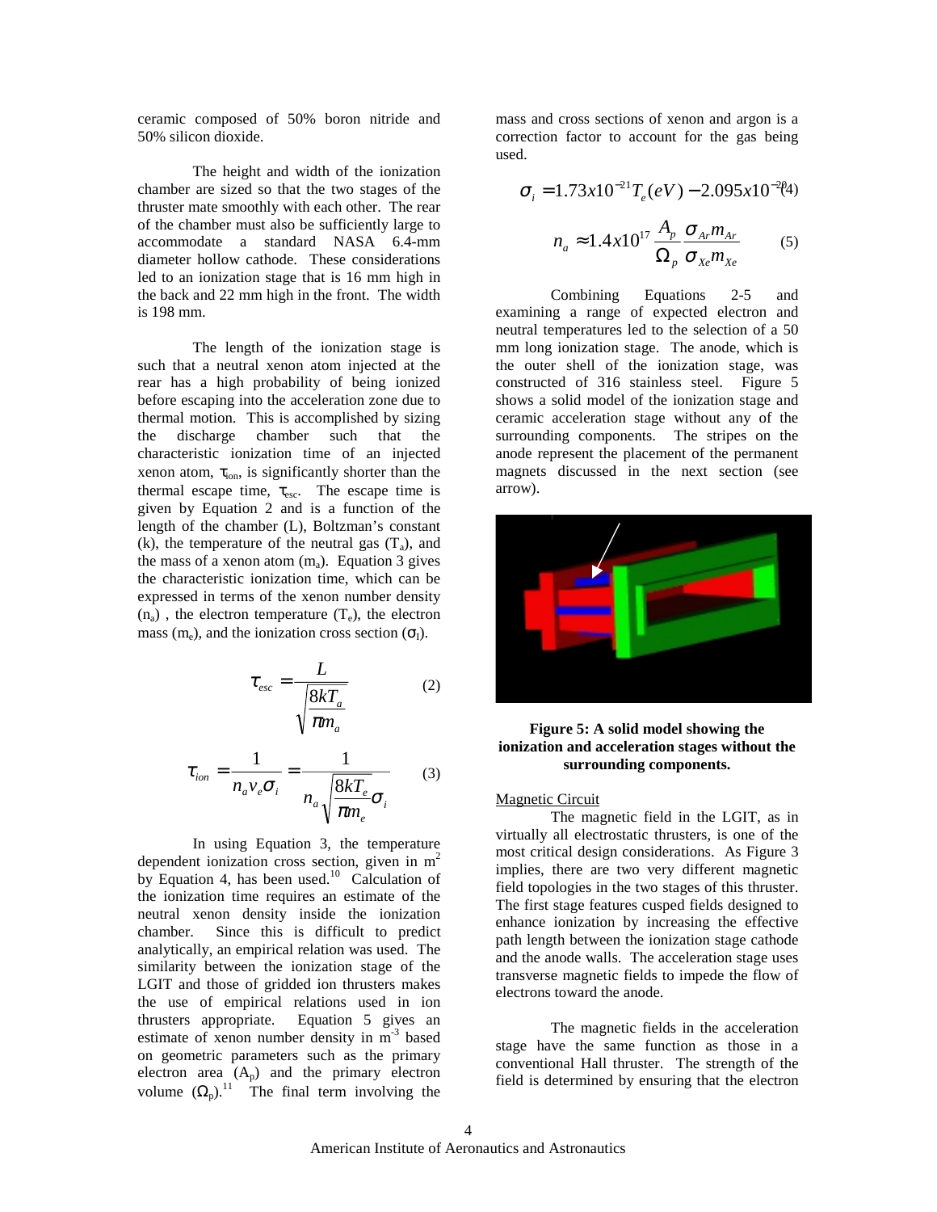ceramic composed of 50% boron nitride and 50% silicon dioxide.

The height and width of the ionization chamber are sized so that the two stages of the thruster mate smoothly with each other. The rear of the chamber must also be sufficiently large to accommodate a standard NASA 6.4-mm diameter hollow cathode. These considerations led to an ionization stage that is 16 mm high in the back and 22 mm high in the front. The width is 198 mm.

The length of the ionization stage is such that a neutral xenon atom injected at the rear has a high probability of being ionized before escaping into the acceleration zone due to thermal motion. This is accomplished by sizing the discharge chamber such that the characteristic ionization time of an injected xenon atom, $\tau_{ion}$, is significantly shorter than the thermal escape time, $\tau_{esc}$. The escape time is given by Equation 2 and is a function of the length of the chamber (L), Boltzman's constant (k), the temperature of the neutral gas ($T_a$), and the mass of a xenon atom ($m_a$). Equation 3 gives the characteristic ionization time, which can be expressed in terms of the xenon number density ($n_a$), the electron temperature ($T_e$), the electron mass ($m_e$), and the ionization cross section ($\sigma_I$).

$$\tau_{esc} = \frac{L}{\sqrt{\frac{8kT_a}{\pi m_a}}} \qquad (2)$$

$$\tau_{ion} = \frac{1}{n_a v_e \sigma_i} = \frac{1}{n_a \sqrt{\frac{8kT_e}{\pi m_e}} \sigma_i} \qquad (3)$$

In using Equation 3, the temperature dependent ionization cross section, given in $m^2$ by Equation 4, has been used.[10] Calculation of the ionization time requires an estimate of the neutral xenon density inside the ionization chamber. Since this is difficult to predict analytically, an empirical relation was used. The similarity between the ionization stage of the LGIT and those of gridded ion thrusters makes the use of empirical relations used in ion thrusters appropriate. Equation 5 gives an estimate of xenon number density in $m^{-3}$ based on geometric parameters such as the primary electron area ($A_p$) and the primary electron volume ($\Omega_p$).[11] The final term involving the mass and cross sections of xenon and argon is a correction factor to account for the gas being used.

$$\sigma_i = 1.73x10^{-21} T_e(eV) - 2.095x10^{-20} \qquad (4)$$

$$n_a \approx 1.4x10^{17} \frac{A_p}{\Omega_p} \frac{\sigma_{Ar} m_{Ar}}{\sigma_{Xe} m_{Xe}} \qquad (5)$$

Combining Equations 2-5 and examining a range of expected electron and neutral temperatures led to the selection of a 50 mm long ionization stage. The anode, which is the outer shell of the ionization stage, was constructed of 316 stainless steel. Figure 5 shows a solid model of the ionization stage and ceramic acceleration stage without any of the surrounding components. The stripes on the anode represent the placement of the permanent magnets discussed in the next section (see arrow).

**Figure 5: A solid model showing the ionization and acceleration stages without the surrounding components.**

Magnetic Circuit

The magnetic field in the LGIT, as in virtually all electrostatic thrusters, is one of the most critical design considerations. As Figure 3 implies, there are two very different magnetic field topologies in the two stages of this thruster. The first stage features cusped fields designed to enhance ionization by increasing the effective path length between the ionization stage cathode and the anode walls. The acceleration stage uses transverse magnetic fields to impede the flow of electrons toward the anode.

The magnetic fields in the acceleration stage have the same function as those in a conventional Hall thruster. The strength of the field is determined by ensuring that the electron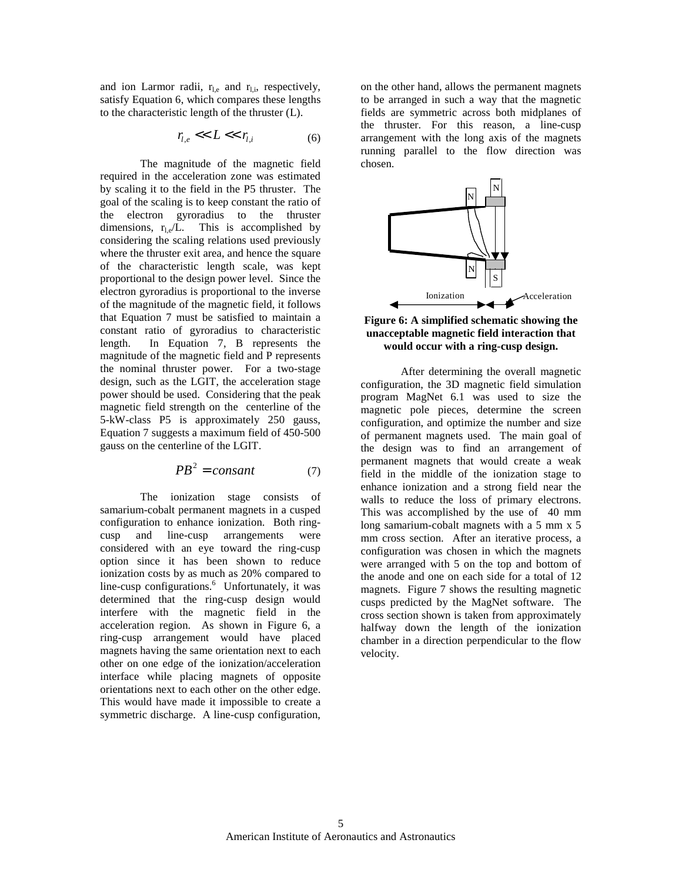and ion Larmor radii, $r_{l,e}$ and $r_{l,i}$, respectively, satisfy Equation 6, which compares these lengths to the characteristic length of the thruster (L).

$$r_{l,e} << L << r_{l,i} \tag{6}$$

The magnitude of the magnetic field required in the acceleration zone was estimated by scaling it to the field in the P5 thruster. The goal of the scaling is to keep constant the ratio of the electron gyroradius to the thruster dimensions, $r_{l,e}/L$. This is accomplished by considering the scaling relations used previously where the thruster exit area, and hence the square of the characteristic length scale, was kept proportional to the design power level. Since the electron gyroradius is proportional to the inverse of the magnitude of the magnetic field, it follows that Equation 7 must be satisfied to maintain a constant ratio of gyroradius to characteristic length. In Equation 7, B represents the magnitude of the magnetic field and P represents the nominal thruster power. For a two-stage design, such as the LGIT, the acceleration stage power should be used. Considering that the peak magnetic field strength on the centerline of the 5-kW-class P5 is approximately 250 gauss, Equation 7 suggests a maximum field of 450-500 gauss on the centerline of the LGIT.

$$PB^2 = consant \tag{7}$$

The ionization stage consists of samarium-cobalt permanent magnets in a cusped configuration to enhance ionization. Both ring-cusp and line-cusp arrangements were considered with an eye toward the ring-cusp option since it has been shown to reduce ionization costs by as much as 20% compared to line-cusp configurations.[6] Unfortunately, it was determined that the ring-cusp design would interfere with the magnetic field in the acceleration region. As shown in Figure 6, a ring-cusp arrangement would have placed magnets having the same orientation next to each other on one edge of the ionization/acceleration interface while placing magnets of opposite orientations next to each other on the other edge. This would have made it impossible to create a symmetric discharge. A line-cusp configuration, on the other hand, allows the permanent magnets to be arranged in such a way that the magnetic fields are symmetric across both midplanes of the thruster. For this reason, a line-cusp arrangement with the long axis of the magnets running parallel to the flow direction was chosen.

**Figure 6: A simplified schematic showing the unacceptable magnetic field interaction that would occur with a ring-cusp design.**

After determining the overall magnetic configuration, the 3D magnetic field simulation program MagNet 6.1 was used to size the magnetic pole pieces, determine the screen configuration, and optimize the number and size of permanent magnets used. The main goal of the design was to find an arrangement of permanent magnets that would create a weak field in the middle of the ionization stage to enhance ionization and a strong field near the walls to reduce the loss of primary electrons. This was accomplished by the use of 40 mm long samarium-cobalt magnets with a 5 mm x 5 mm cross section. After an iterative process, a configuration was chosen in which the magnets were arranged with 5 on the top and bottom of the anode and one on each side for a total of 12 magnets. Figure 7 shows the resulting magnetic cusps predicted by the MagNet software. The cross section shown is taken from approximately halfway down the length of the ionization chamber in a direction perpendicular to the flow velocity.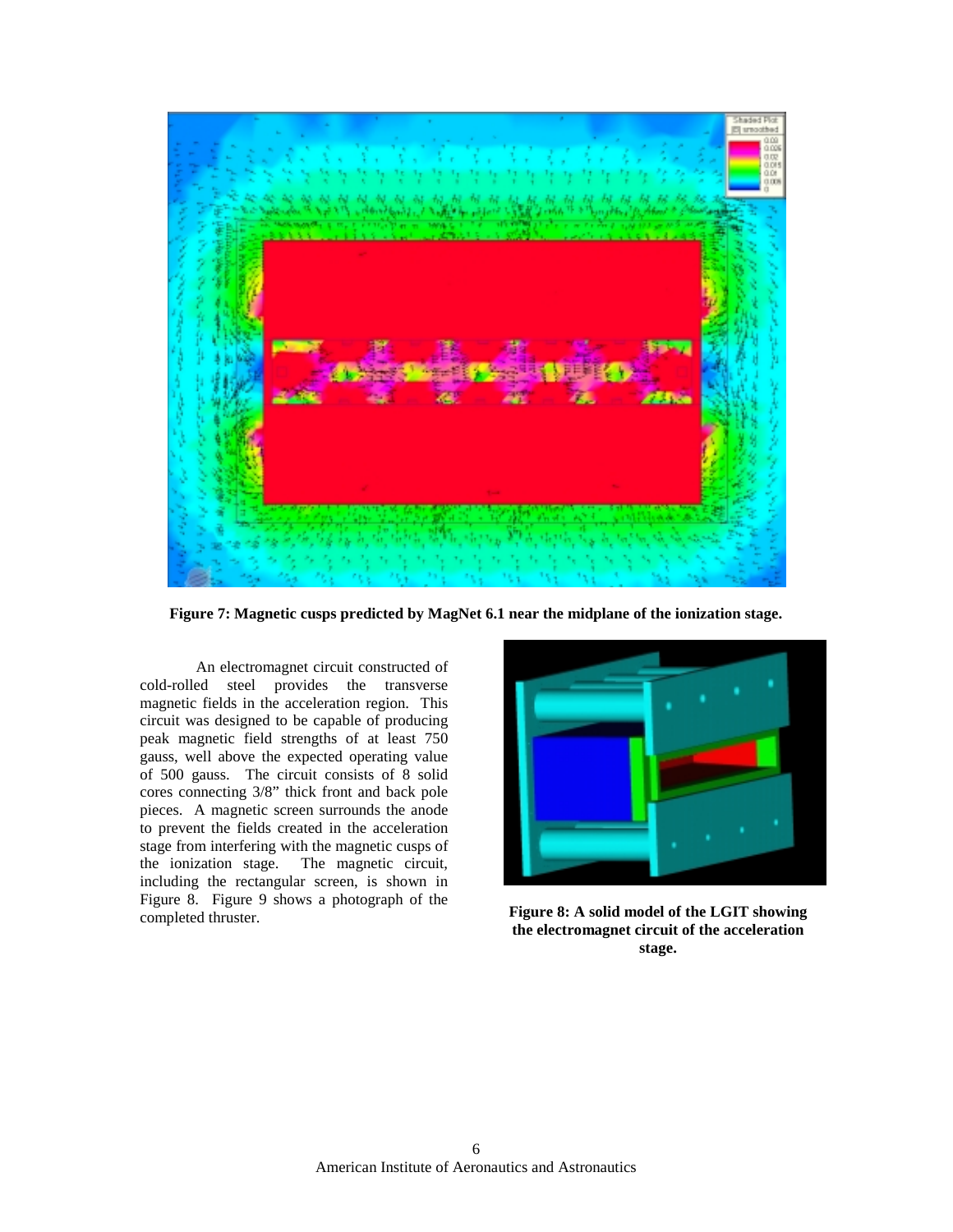Figure 7: Magnetic cusps predicted by MagNet 6.1 near the midplane of the ionization stage.

An electromagnet circuit constructed of cold-rolled steel provides the transverse magnetic fields in the acceleration region. This circuit was designed to be capable of producing peak magnetic field strengths of at least 750 gauss, well above the expected operating value of 500 gauss. The circuit consists of 8 solid cores connecting 3/8" thick front and back pole pieces. A magnetic screen surrounds the anode to prevent the fields created in the acceleration stage from interfering with the magnetic cusps of the ionization stage. The magnetic circuit, including the rectangular screen, is shown in Figure 8. Figure 9 shows a photograph of the completed thruster.

**Figure 8: A solid model of the LGIT showing the electromagnet circuit of the acceleration stage.**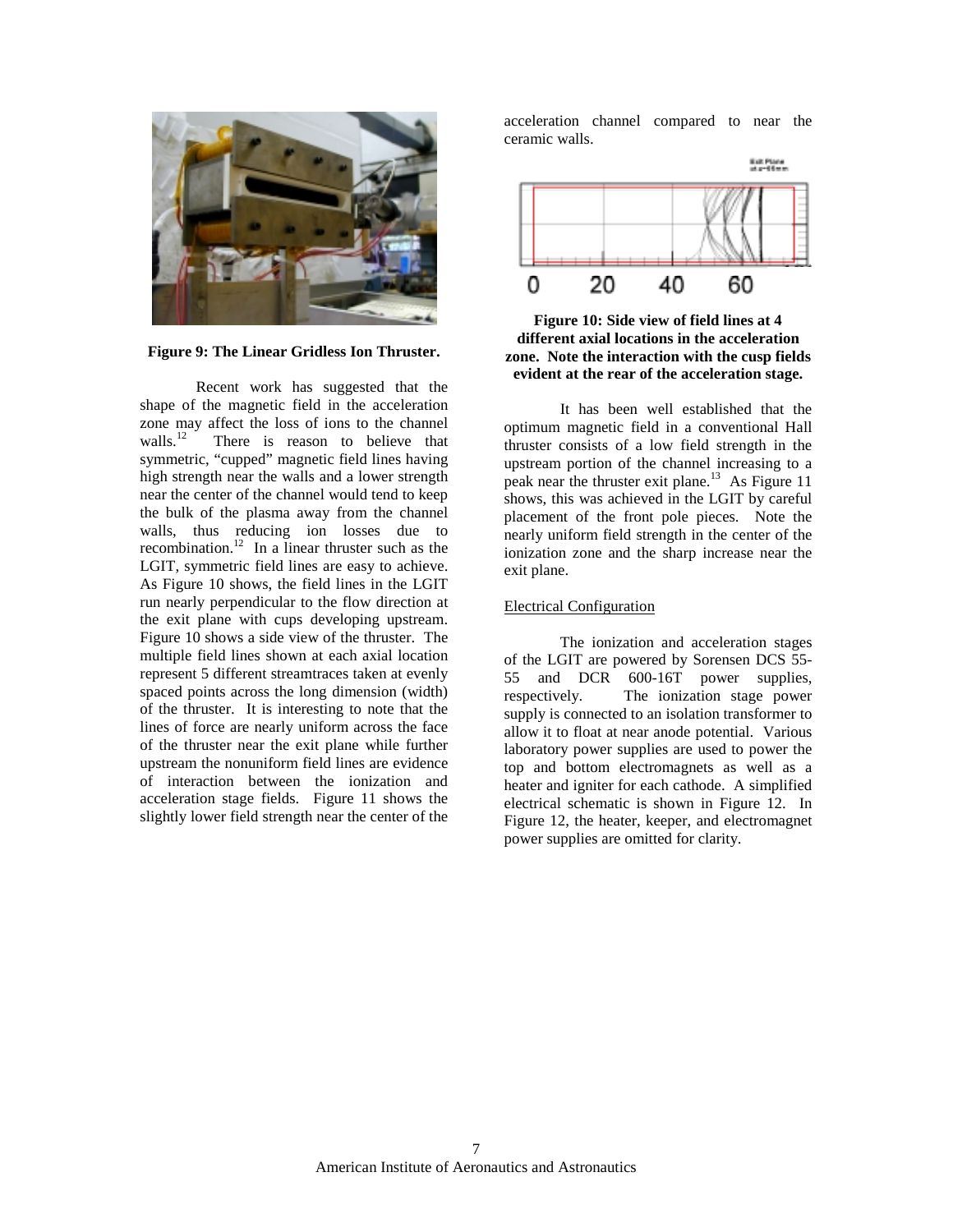Figure 9: The Linear Gridless Ion Thruster.

Recent work has suggested that the shape of the magnetic field in the acceleration zone may affect the loss of ions to the channel walls.[12] There is reason to believe that symmetric, "cupped" magnetic field lines having high strength near the walls and a lower strength near the center of the channel would tend to keep the bulk of the plasma away from the channel walls, thus reducing ion losses due to recombination.[12] In a linear thruster such as the LGIT, symmetric field lines are easy to achieve. As Figure 10 shows, the field lines in the LGIT run nearly perpendicular to the flow direction at the exit plane with cups developing upstream. Figure 10 shows a side view of the thruster. The multiple field lines shown at each axial location represent 5 different streamtraces taken at evenly spaced points across the long dimension (width) of the thruster. It is interesting to note that the lines of force are nearly uniform across the face of the thruster near the exit plane while further upstream the nonuniform field lines are evidence of interaction between the ionization and acceleration stage fields. Figure 11 shows the slightly lower field strength near the center of the acceleration channel compared to near the ceramic walls.

**Figure 10: Side view of field lines at 4 different axial locations in the acceleration zone. Note the interaction with the cusp fields evident at the rear of the acceleration stage.**

It has been well established that the optimum magnetic field in a conventional Hall thruster consists of a low field strength in the upstream portion of the channel increasing to a peak near the thruster exit plane.[13] As Figure 11 shows, this was achieved in the LGIT by careful placement of the front pole pieces. Note the nearly uniform field strength in the center of the ionization zone and the sharp increase near the exit plane.

Electrical Configuration

The ionization and acceleration stages of the LGIT are powered by Sorensen DCS 55-55 and DCR 600-16T power supplies, respectively. The ionization stage power supply is connected to an isolation transformer to allow it to float at near anode potential. Various laboratory power supplies are used to power the top and bottom electromagnets as well as a heater and igniter for each cathode. A simplified electrical schematic is shown in Figure 12. In Figure 12, the heater, keeper, and electromagnet power supplies are omitted for clarity.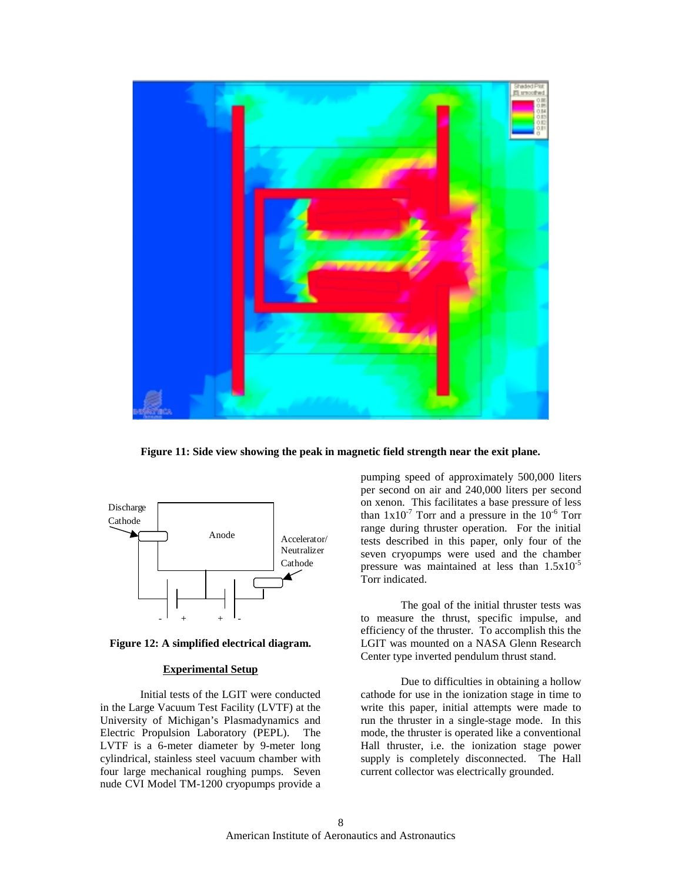Figure 11: Side view showing the peak in magnetic field strength near the exit plane.

Figure 12: A simplified electrical diagram.

## Experimental Setup

Initial tests of the LGIT were conducted in the Large Vacuum Test Facility (LVTF) at the University of Michigan's Plasmadynamics and Electric Propulsion Laboratory (PEPL). The LVTF is a 6-meter diameter by 9-meter long cylindrical, stainless steel vacuum chamber with four large mechanical roughing pumps. Seven nude CVI Model TM-1200 cryopumps provide a pumping speed of approximately 500,000 liters per second on air and 240,000 liters per second on xenon. This facilitates a base pressure of less than $1 \times 10^{-7}$ Torr and a pressure in the $10^{-6}$ Torr range during thruster operation. For the initial tests described in this paper, only four of the seven cryopumps were used and the chamber pressure was maintained at less than $1.5 \times 10^{-5}$ Torr indicated.

The goal of the initial thruster tests was to measure the thrust, specific impulse, and efficiency of the thruster. To accomplish this the LGIT was mounted on a NASA Glenn Research Center type inverted pendulum thrust stand.

Due to difficulties in obtaining a hollow cathode for use in the ionization stage in time to write this paper, initial attempts were made to run the thruster in a single-stage mode. In this mode, the thruster is operated like a conventional Hall thruster, i.e. the ionization stage power supply is completely disconnected. The Hall current collector was electrically grounded.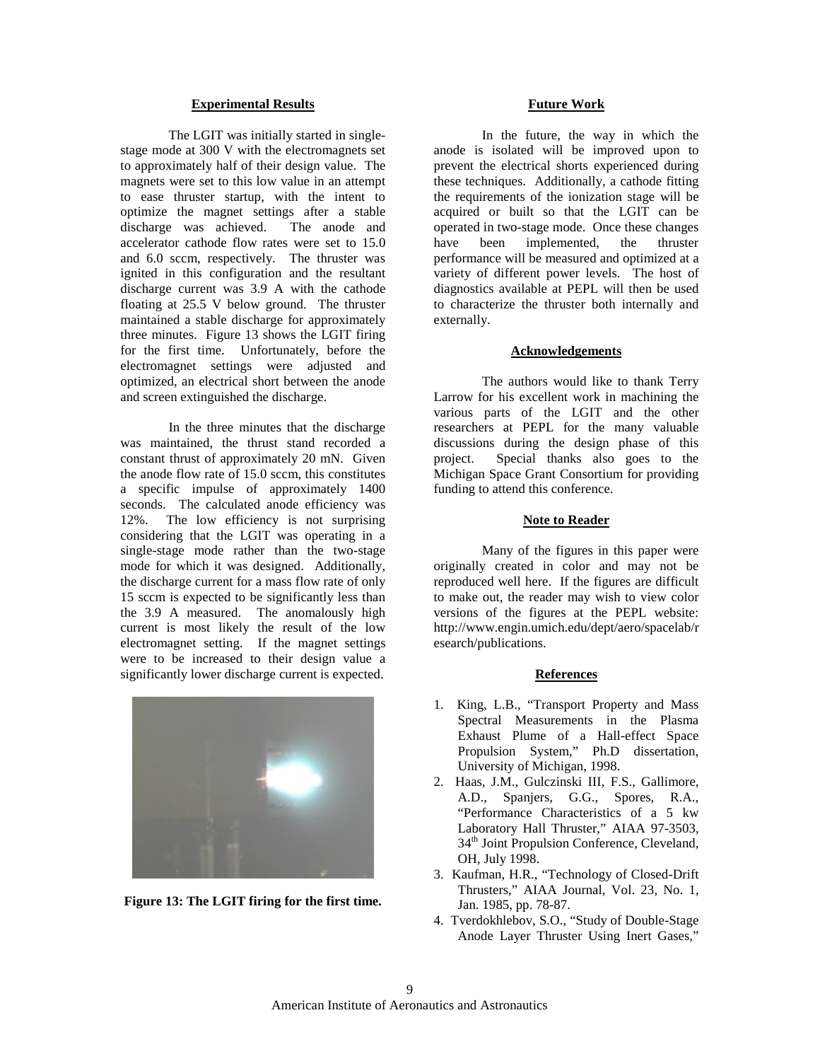### Experimental Results

The LGIT was initially started in single-stage mode at 300 V with the electromagnets set to approximately half of their design value. The magnets were set to this low value in an attempt to ease thruster startup, with the intent to optimize the magnet settings after a stable discharge was achieved. The anode and accelerator cathode flow rates were set to 15.0 and 6.0 sccm, respectively. The thruster was ignited in this configuration and the resultant discharge current was 3.9 A with the cathode floating at 25.5 V below ground. The thruster maintained a stable discharge for approximately three minutes. Figure 13 shows the LGIT firing for the first time. Unfortunately, before the electromagnet settings were adjusted and optimized, an electrical short between the anode and screen extinguished the discharge.

In the three minutes that the discharge was maintained, the thrust stand recorded a constant thrust of approximately 20 mN. Given the anode flow rate of 15.0 sccm, this constitutes a specific impulse of approximately 1400 seconds. The calculated anode efficiency was 12%. The low efficiency is not surprising considering that the LGIT was operating in a single-stage mode rather than the two-stage mode for which it was designed. Additionally, the discharge current for a mass flow rate of only 15 sccm is expected to be significantly less than the 3.9 A measured. The anomalously high current is most likely the result of the low electromagnet setting. If the magnet settings were to be increased to their design value a significantly lower discharge current is expected.

**Figure 13: The LGIT firing for the first time.**

### Future Work

In the future, the way in which the anode is isolated will be improved upon to prevent the electrical shorts experienced during these techniques. Additionally, a cathode fitting the requirements of the ionization stage will be acquired or built so that the LGIT can be operated in two-stage mode. Once these changes have been implemented, the thruster performance will be measured and optimized at a variety of different power levels. The host of diagnostics available at PEPL will then be used to characterize the thruster both internally and externally.

### Acknowledgements

The authors would like to thank Terry Larrow for his excellent work in machining the various parts of the LGIT and the other researchers at PEPL for the many valuable discussions during the design phase of this project. Special thanks also goes to the Michigan Space Grant Consortium for providing funding to attend this conference.

### Note to Reader

Many of the figures in this paper were originally created in color and may not be reproduced well here. If the figures are difficult to make out, the reader may wish to view color versions of the figures at the PEPL website: http://www.engin.umich.edu/dept/aero/spacelab/research/publications.

### References

1. King, L.B., "Transport Property and Mass Spectral Measurements in the Plasma Exhaust Plume of a Hall-effect Space Propulsion System," Ph.D dissertation, University of Michigan, 1998.
2. Haas, J.M., Gulczinski III, F.S., Gallimore, A.D., Spanjers, G.G., Spores, R.A., "Performance Characteristics of a 5 kw Laboratory Hall Thruster," AIAA 97-3503, 34th Joint Propulsion Conference, Cleveland, OH, July 1998.
3. Kaufman, H.R., "Technology of Closed-Drift Thrusters," AIAA Journal, Vol. 23, No. 1, Jan. 1985, pp. 78-87.
4. Tverdokhlebov, S.O., "Study of Double-Stage Anode Layer Thruster Using Inert Gases,"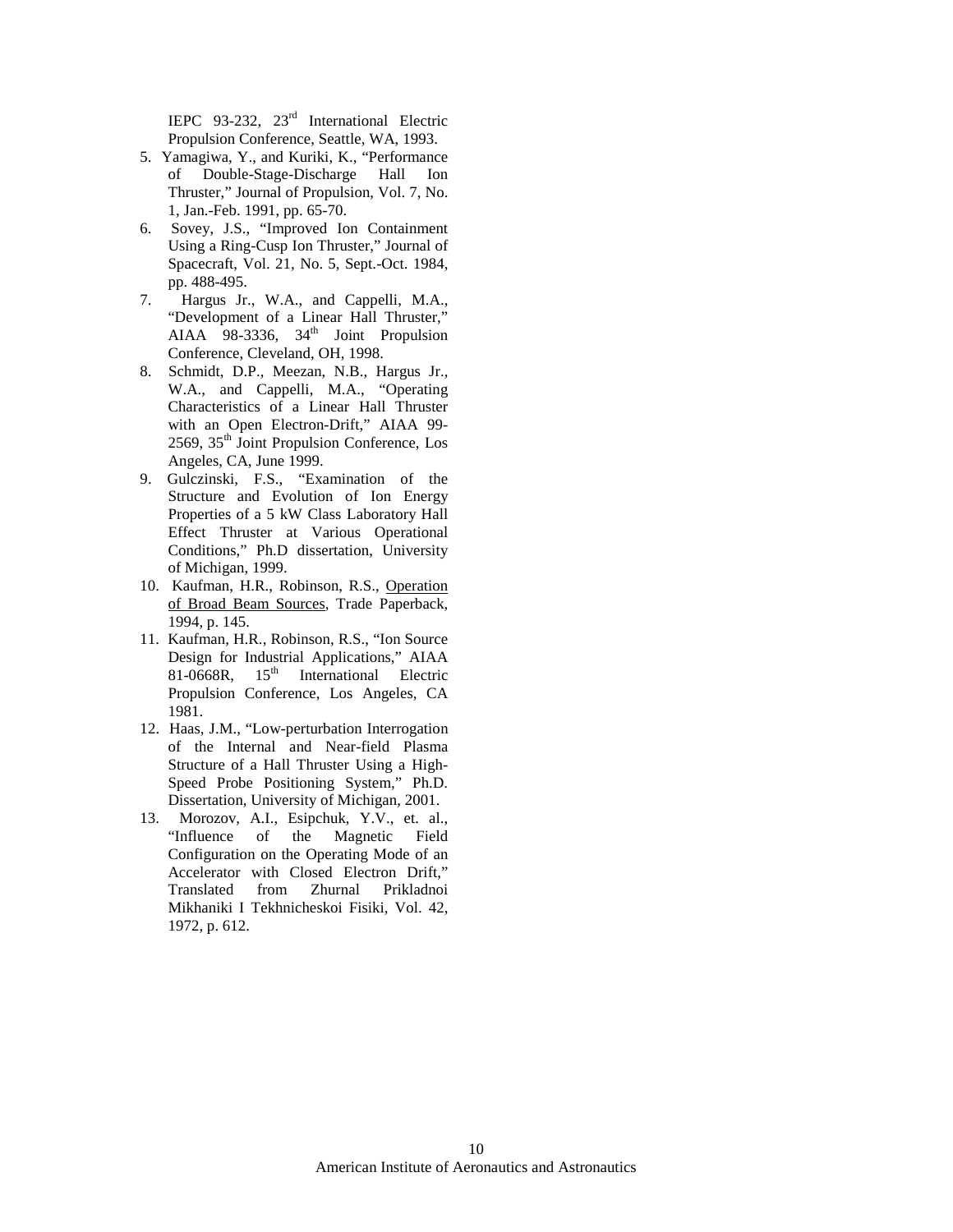IEPC 93-232, 23rd International Electric Propulsion Conference, Seattle, WA, 1993.

5. Yamagiwa, Y., and Kuriki, K., "Performance of Double-Stage-Discharge Hall Ion Thruster," Journal of Propulsion, Vol. 7, No. 1, Jan.-Feb. 1991, pp. 65-70.
6. Sovey, J.S., "Improved Ion Containment Using a Ring-Cusp Ion Thruster," Journal of Spacecraft, Vol. 21, No. 5, Sept.-Oct. 1984, pp. 488-495.
7. Hargus Jr., W.A., and Cappelli, M.A., "Development of a Linear Hall Thruster," AIAA 98-3336, 34th Joint Propulsion Conference, Cleveland, OH, 1998.
8. Schmidt, D.P., Meezan, N.B., Hargus Jr., W.A., and Cappelli, M.A., "Operating Characteristics of a Linear Hall Thruster with an Open Electron-Drift," AIAA 99-2569, 35th Joint Propulsion Conference, Los Angeles, CA, June 1999.
9. Gulczinski, F.S., "Examination of the Structure and Evolution of Ion Energy Properties of a 5 kW Class Laboratory Hall Effect Thruster at Various Operational Conditions," Ph.D dissertation, University of Michigan, 1999.
10. Kaufman, H.R., Robinson, R.S., Operation of Broad Beam Sources, Trade Paperback, 1994, p. 145.
11. Kaufman, H.R., Robinson, R.S., "Ion Source Design for Industrial Applications," AIAA 81-0668R, 15th International Electric Propulsion Conference, Los Angeles, CA 1981.
12. Haas, J.M., "Low-perturbation Interrogation of the Internal and Near-field Plasma Structure of a Hall Thruster Using a High-Speed Probe Positioning System," Ph.D. Dissertation, University of Michigan, 2001.
13. Morozov, A.I., Esipchuk, Y.V., et. al., "Influence of the Magnetic Field Configuration on the Operating Mode of an Accelerator with Closed Electron Drift," Translated from Zhurnal Prikladnoi Mikhaniki I Tekhnicheskoi Fisiki, Vol. 42, 1972, p. 612.